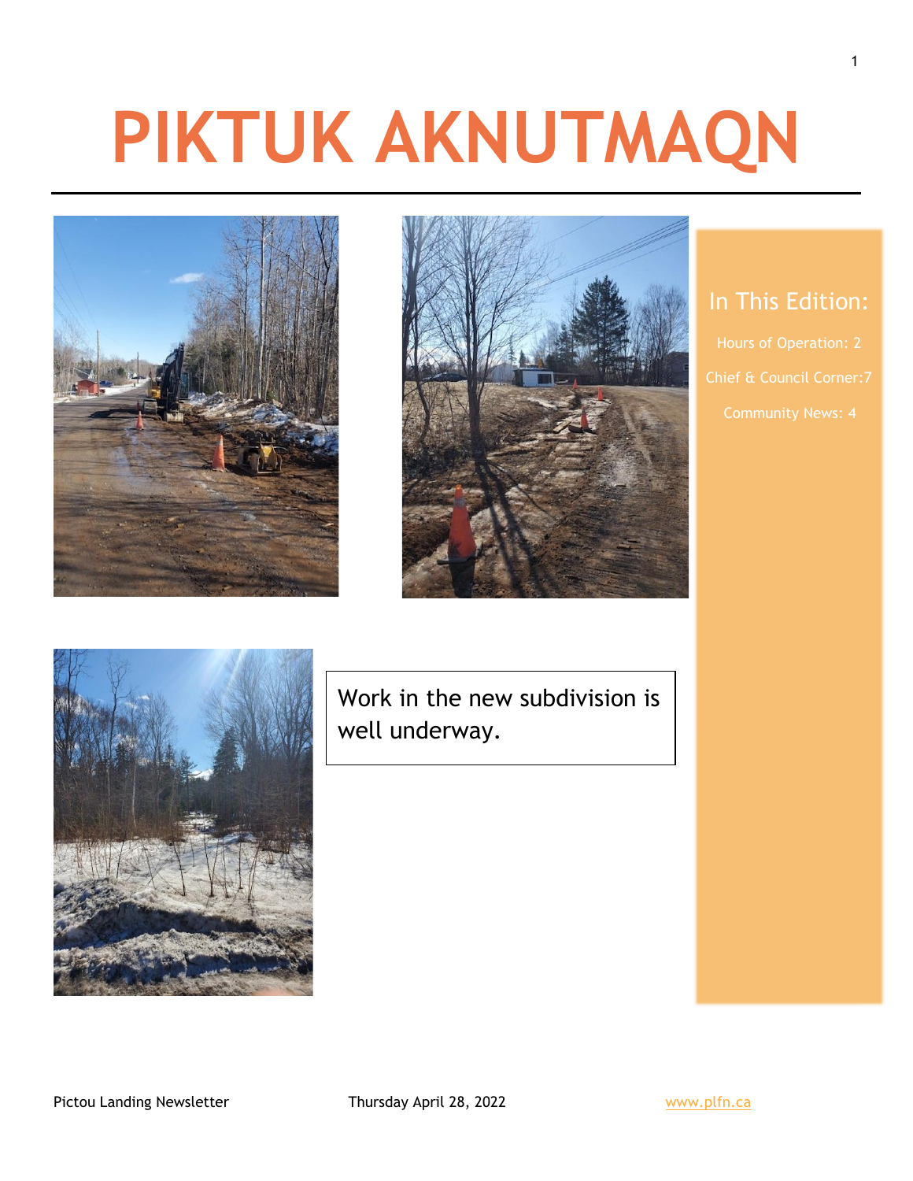# PIKTUK AKNUTMAQN

## In This Edition:

Hours of Operation: 2

Chief & Council Corner:7

Community News: 4

Work in the new subdivision is well underway.

Pictou Landing Newsletter

Thursday April 28, 2022

www.plfn.ca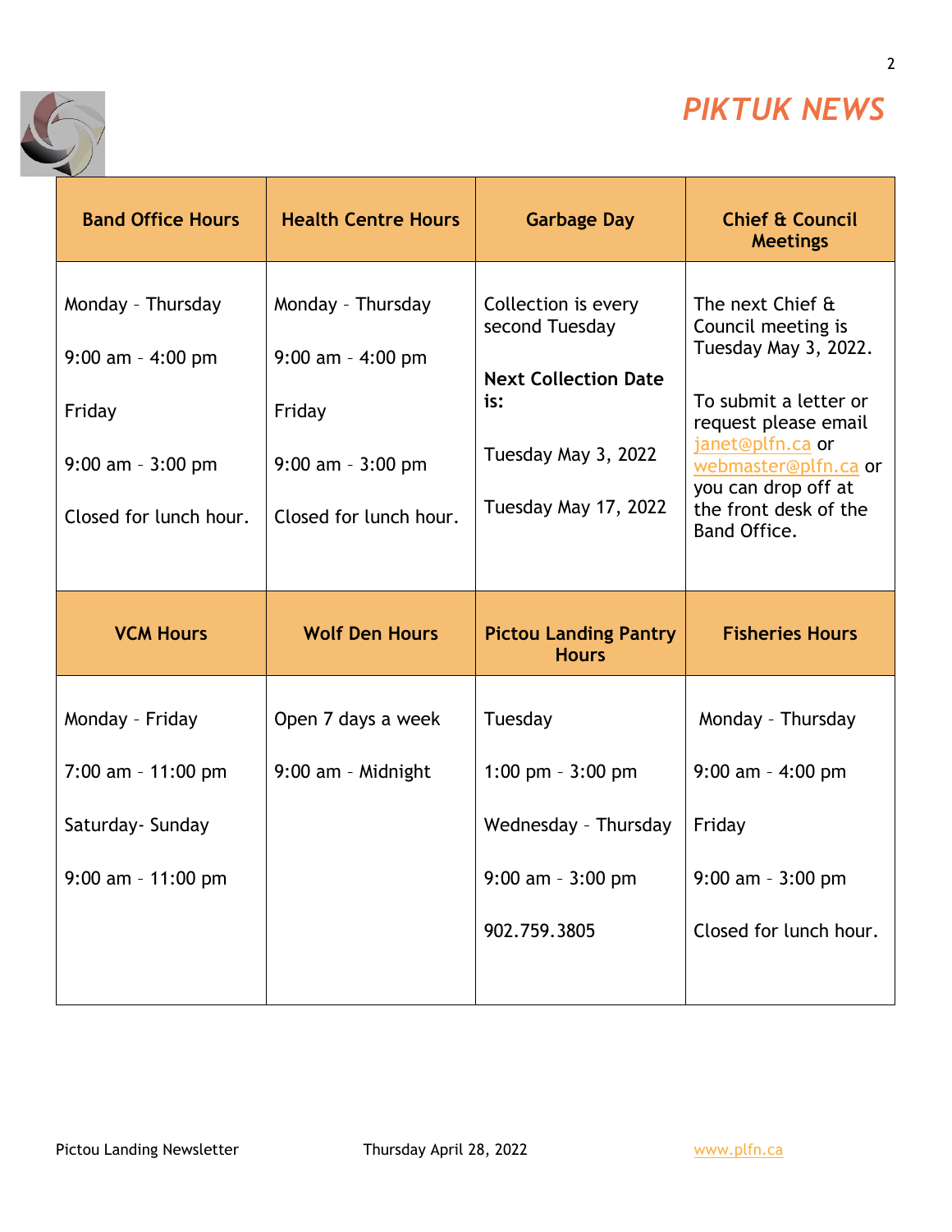# PIKTUK NEWS

| Band Office Hours | Health Centre Hours | Garbage Day | Chief & Council Meetings |
|---|---|---|---|
| Monday - Thursday<br><br>9:00 am - 4:00 pm<br><br>Friday<br><br>9:00 am - 3:00 pm<br><br>Closed for lunch hour. | Monday - Thursday<br><br>9:00 am - 4:00 pm<br><br>Friday<br><br>9:00 am - 3:00 pm<br><br>Closed for lunch hour. | Collection is every second Tuesday<br><br>**Next Collection Date is:**<br><br>Tuesday May 3, 2022<br><br>Tuesday May 17, 2022 | The next Chief & Council meeting is Tuesday May 3, 2022.<br><br>To submit a letter or request please email janet@plfn.ca or webmaster@plfn.ca or you can drop off at the front desk of the Band Office. |
| **VCM Hours** | **Wolf Den Hours** | **Pictou Landing Pantry Hours** | **Fisheries Hours** |
| Monday - Friday<br><br>7:00 am - 11:00 pm<br><br>Saturday- Sunday<br><br>9:00 am - 11:00 pm | Open 7 days a week<br><br>9:00 am - Midnight | Tuesday<br><br>1:00 pm - 3:00 pm<br><br>Wednesday - Thursday<br><br>9:00 am - 3:00 pm<br><br>902.759.3805 | Monday - Thursday<br><br>9:00 am - 4:00 pm<br><br>Friday<br><br>9:00 am - 3:00 pm<br><br>Closed for lunch hour. |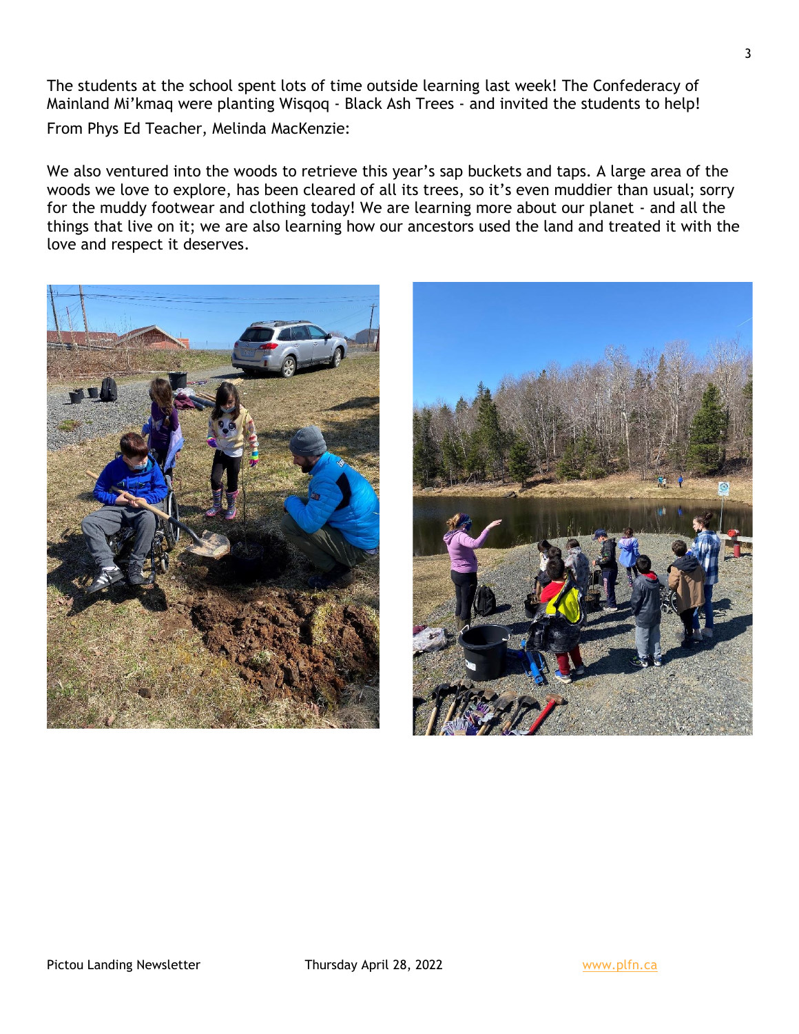The students at the school spent lots of time outside learning last week! The Confederacy of Mainland Mi'kmaq were planting Wisqoq - Black Ash Trees - and invited the students to help!

From Phys Ed Teacher, Melinda MacKenzie:

We also ventured into the woods to retrieve this year's sap buckets and taps. A large area of the woods we love to explore, has been cleared of all its trees, so it's even muddier than usual; sorry for the muddy footwear and clothing today! We are learning more about our planet - and all the things that live on it; we are also learning how our ancestors used the land and treated it with the love and respect it deserves.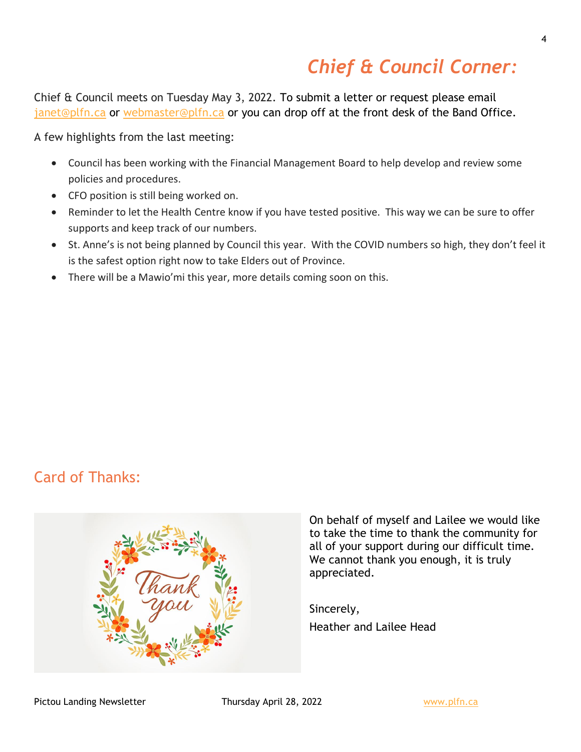# *Chief & Council Corner:*

Chief & Council meets on Tuesday May 3, 2022. To submit a letter or request please email janet@plfn.ca or webmaster@plfn.ca or you can drop off at the front desk of the Band Office.

A few highlights from the last meeting:

- Council has been working with the Financial Management Board to help develop and review some policies and procedures.
- CFO position is still being worked on.
- Reminder to let the Health Centre know if you have tested positive. This way we can be sure to offer supports and keep track of our numbers.
- St. Anne's is not being planned by Council this year. With the COVID numbers so high, they don't feel it is the safest option right now to take Elders out of Province.
- There will be a Mawio'mi this year, more details coming soon on this.

## Card of Thanks:

On behalf of myself and Lailee we would like to take the time to thank the community for all of your support during our difficult time. We cannot thank you enough, it is truly appreciated.

Sincerely,

Heather and Lailee Head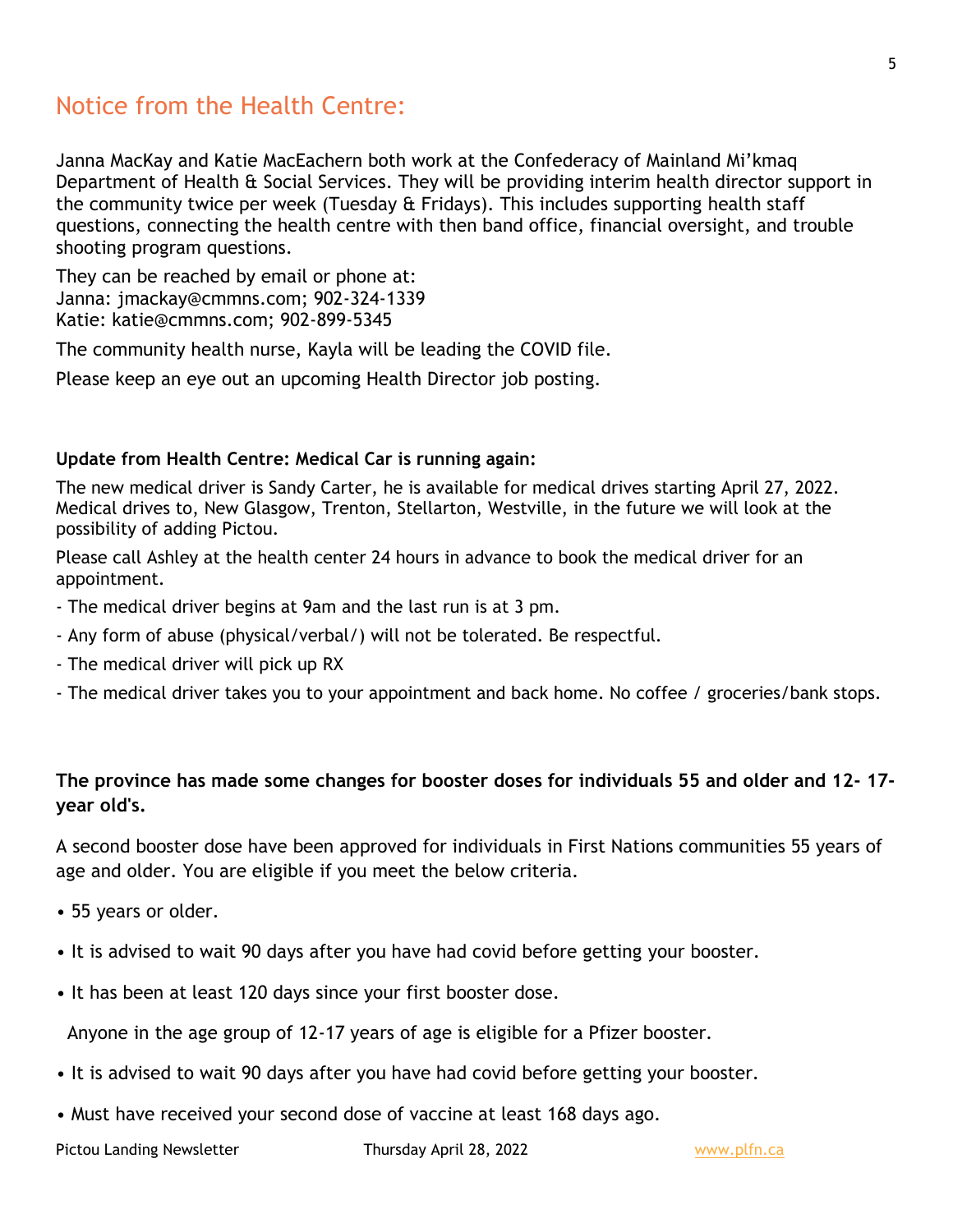## Notice from the Health Centre:

Janna MacKay and Katie MacEachern both work at the Confederacy of Mainland Mi'kmaq Department of Health & Social Services. They will be providing interim health director support in the community twice per week (Tuesday & Fridays). This includes supporting health staff questions, connecting the health centre with then band office, financial oversight, and trouble shooting program questions.

They can be reached by email or phone at:
Janna: jmackay@cmmns.com; 902-324-1339
Katie: katie@cmmns.com; 902-899-5345

The community health nurse, Kayla will be leading the COVID file.

Please keep an eye out an upcoming Health Director job posting.

**Update from Health Centre: Medical Car is running again:**

The new medical driver is Sandy Carter, he is available for medical drives starting April 27, 2022. Medical drives to, New Glasgow, Trenton, Stellarton, Westville, in the future we will look at the possibility of adding Pictou.

Please call Ashley at the health center 24 hours in advance to book the medical driver for an appointment.

- The medical driver begins at 9am and the last run is at 3 pm.
- Any form of abuse (physical/verbal/) will not be tolerated. Be respectful.
- The medical driver will pick up RX
- The medical driver takes you to your appointment and back home. No coffee / groceries/bank stops.

**The province has made some changes for booster doses for individuals 55 and older and 12- 17-year old's.**

A second booster dose have been approved for individuals in First Nations communities 55 years of age and older. You are eligible if you meet the below criteria.

- 55 years or older.
- It is advised to wait 90 days after you have had covid before getting your booster.
- It has been at least 120 days since your first booster dose.

Anyone in the age group of 12-17 years of age is eligible for a Pfizer booster.

- It is advised to wait 90 days after you have had covid before getting your booster.
- Must have received your second dose of vaccine at least 168 days ago.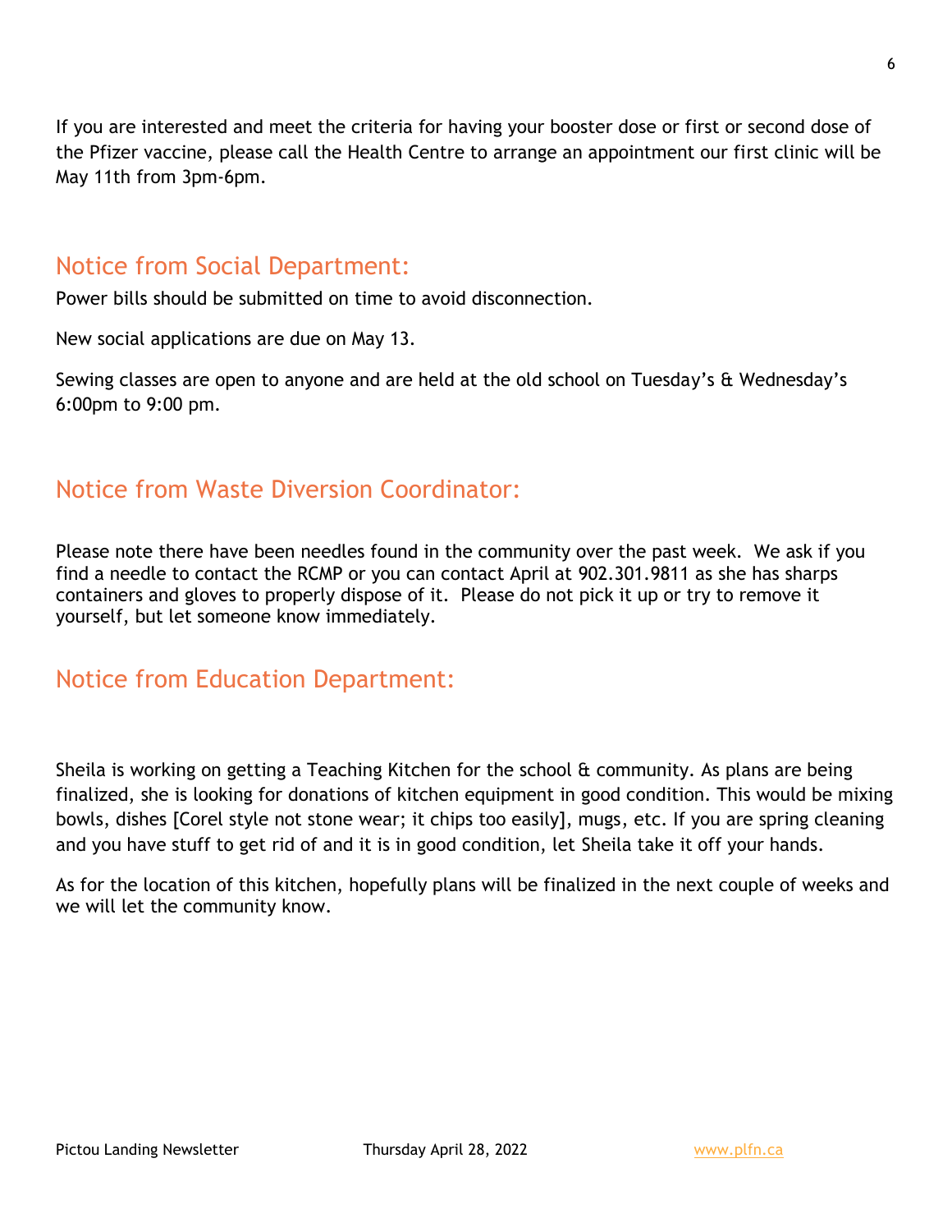If you are interested and meet the criteria for having your booster dose or first or second dose of the Pfizer vaccine, please call the Health Centre to arrange an appointment our first clinic will be May 11th from 3pm-6pm.

## Notice from Social Department:

Power bills should be submitted on time to avoid disconnection.

New social applications are due on May 13.

Sewing classes are open to anyone and are held at the old school on Tuesday's & Wednesday's 6:00pm to 9:00 pm.

## Notice from Waste Diversion Coordinator:

Please note there have been needles found in the community over the past week. We ask if you find a needle to contact the RCMP or you can contact April at 902.301.9811 as she has sharps containers and gloves to properly dispose of it. Please do not pick it up or try to remove it yourself, but let someone know immediately.

## Notice from Education Department:

Sheila is working on getting a Teaching Kitchen for the school & community. As plans are being finalized, she is looking for donations of kitchen equipment in good condition. This would be mixing bowls, dishes [Corel style not stone wear; it chips too easily], mugs, etc. If you are spring cleaning and you have stuff to get rid of and it is in good condition, let Sheila take it off your hands.

As for the location of this kitchen, hopefully plans will be finalized in the next couple of weeks and we will let the community know.